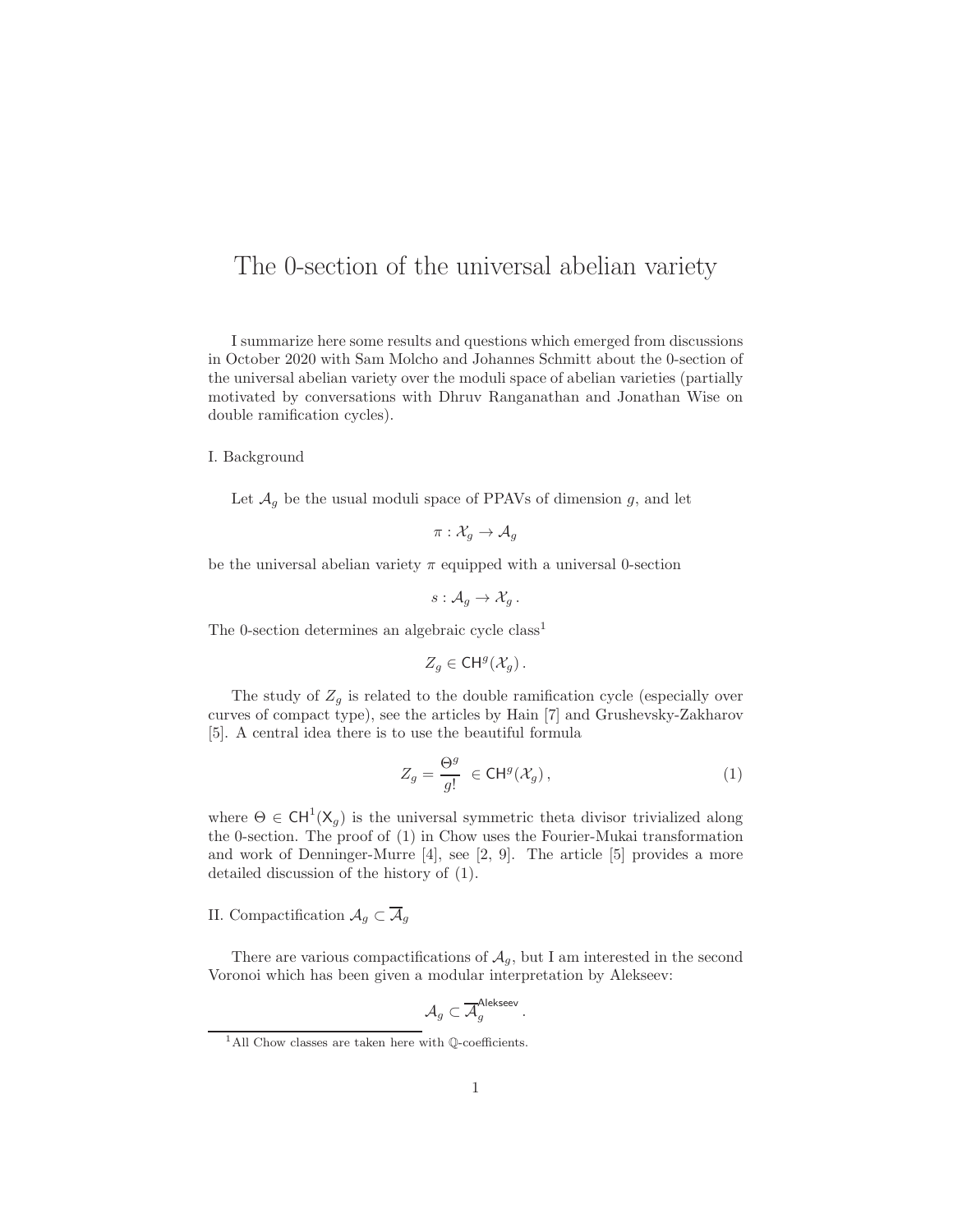# The 0-section of the universal abelian variety

I summarize here some results and questions which emerged from discussions in October 2020 with Sam Molcho and Johannes Schmitt about the 0-section of the universal abelian variety over the moduli space of abelian varieties (partially motivated by conversations with Dhruv Ranganathan and Jonathan Wise on double ramification cycles).

I. Background

Let $\mathcal{A}_g$ be the usual moduli space of PPAVs of dimension $g$, and let

$$\pi : \mathcal{X}_g \to \mathcal{A}_g$$

be the universal abelian variety $\pi$ equipped with a universal 0-section

$$s : \mathcal{A}_g \to \mathcal{X}_g \, .$$

The 0-section determines an algebraic cycle class[1]

$$Z_g \in \mathsf{CH}^g(\mathcal{X}_g) \, .$$

The study of $Z_g$ is related to the double ramification cycle (especially over curves of compact type), see the articles by Hain [7] and Grushevsky-Zakharov [5]. A central idea there is to use the beautiful formula

$$Z_g = \frac{\Theta^g}{g!} \ \in \mathsf{CH}^g(\mathcal{X}_g) \, , \tag{1}$$

where $\Theta \in \mathsf{CH}^1(\mathsf{X}_g)$ is the universal symmetric theta divisor trivialized along the 0-section. The proof of (1) in Chow uses the Fourier-Mukai transformation and work of Denninger-Murre [4], see [2, 9]. The article [5] provides a more detailed discussion of the history of (1).

II. Compactification $\mathcal{A}_g \subset \overline{\mathcal{A}}_g$

There are various compactifications of $\mathcal{A}_g$, but I am interested in the second Voronoi which has been given a modular interpretation by Alekseev:

$$\mathcal{A}_g \subset \overline{\mathcal{A}}_g^{\mathsf{Alekseev}} \, .$$

[1] All Chow classes are taken here with $\mathbb{Q}$-coefficients.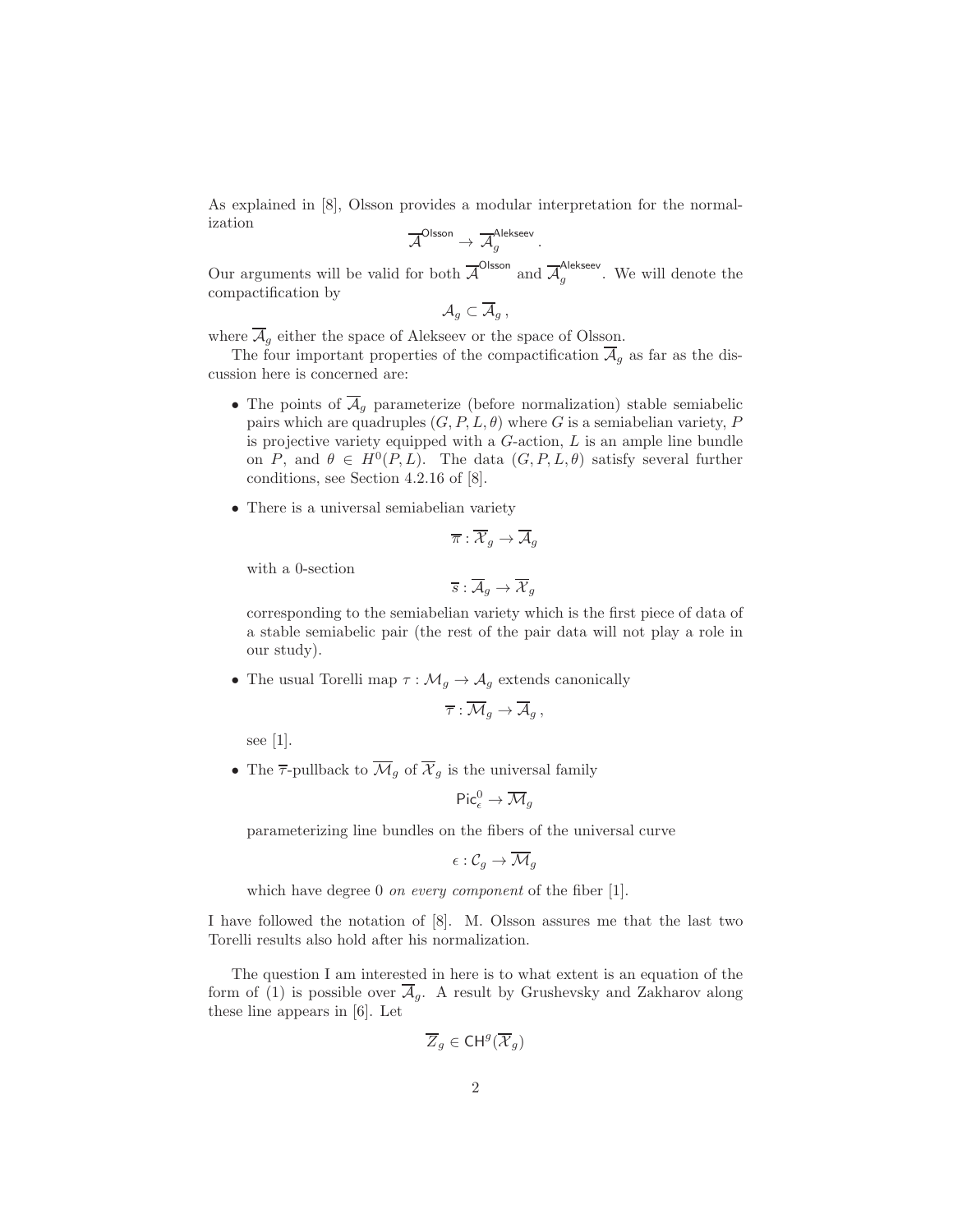As explained in [8], Olsson provides a modular interpretation for the normalization

$$\overline{\mathcal{A}}^{\mathsf{Olsson}} \to \overline{\mathcal{A}}_g^{\mathsf{Alekseev}}.$$

Our arguments will be valid for both $\overline{\mathcal{A}}^{\mathsf{Olsson}}$ and $\overline{\mathcal{A}}_g^{\mathsf{Alekseev}}$. We will denote the compactification by

$$\mathcal{A}_g \subset \overline{\mathcal{A}}_g\,,$$

where $\overline{\mathcal{A}}_g$ either the space of Alekseev or the space of Olsson.

The four important properties of the compactification $\overline{\mathcal{A}}_g$ as far as the discussion here is concerned are:

- The points of $\overline{\mathcal{A}}_g$ parameterize (before normalization) stable semiabelic pairs which are quadruples $(G, P, L, \theta)$ where $G$ is a semiabelian variety, $P$ is projective variety equipped with a $G$-action, $L$ is an ample line bundle on $P$, and $\theta \in H^0(P, L)$. The data $(G, P, L, \theta)$ satisfy several further conditions, see Section 4.2.16 of [8].

- There is a universal semiabelian variety

  $$\overline{\pi} : \overline{\mathcal{X}}_g \to \overline{\mathcal{A}}_g$$

  with a 0-section

  $$\overline{s} : \overline{\mathcal{A}}_g \to \overline{\mathcal{X}}_g$$

  corresponding to the semiabelian variety which is the first piece of data of a stable semiabelic pair (the rest of the pair data will not play a role in our study).

- The usual Torelli map $\tau : \mathcal{M}_g \to \mathcal{A}_g$ extends canonically

  $$\overline{\tau} : \overline{\mathcal{M}}_g \to \overline{\mathcal{A}}_g\,,$$

  see [1].

- The $\overline{\tau}$-pullback to $\overline{\mathcal{M}}_g$ of $\overline{\mathcal{X}}_g$ is the universal family

  $$\mathsf{Pic}^0_\epsilon \to \overline{\mathcal{M}}_g$$

  parameterizing line bundles on the fibers of the universal curve

  $$\epsilon : \mathcal{C}_g \to \overline{\mathcal{M}}_g$$

  which have degree 0 *on every component* of the fiber [1].

I have followed the notation of [8]. M. Olsson assures me that the last two Torelli results also hold after his normalization.

The question I am interested in here is to what extent is an equation of the form of (1) is possible over $\overline{\mathcal{A}}_g$. A result by Grushevsky and Zakharov along these line appears in [6]. Let

$$\overline{Z}_g \in \mathsf{CH}^g(\overline{\mathcal{X}}_g)$$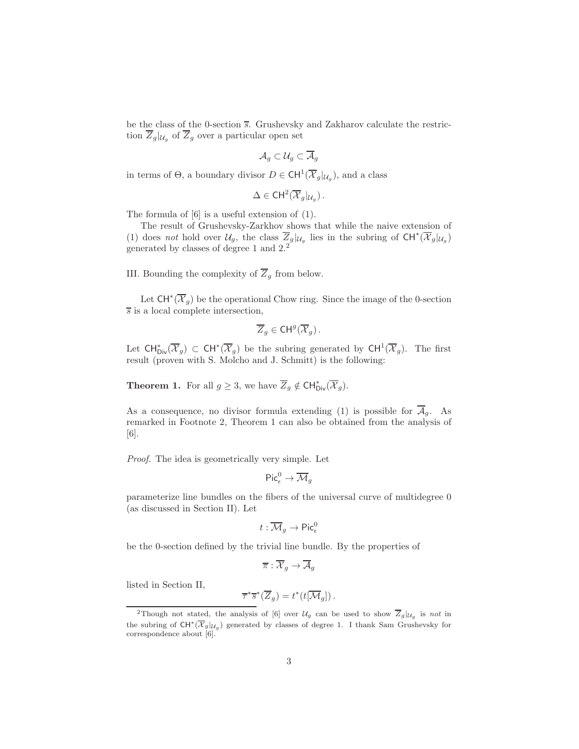be the class of the 0-section $\overline{s}$. Grushevsky and Zakharov calculate the restriction $\overline{Z}_g|_{\mathcal{U}_g}$ of $\overline{Z}_g$ over a particular open set

$$\mathcal{A}_g \subset \mathcal{U}_g \subset \overline{\mathcal{A}}_g$$

in terms of $\Theta$, a boundary divisor $D \in \mathsf{CH}^1(\overline{\mathcal{X}}_g|_{\mathcal{U}_g})$, and a class

$$\Delta \in \mathsf{CH}^2(\overline{\mathcal{X}}_g|_{\mathcal{U}_g}) .$$

The formula of [6] is a useful extension of (1).

The result of Grushevsky-Zarkhov shows that while the naive extension of (1) does *not* hold over $\mathcal{U}_g$, the class $\overline{Z}_g|_{\mathcal{U}_g}$ lies in the subring of $\mathsf{CH}^*(\overline{\mathcal{X}}_g|_{\mathcal{U}_g})$ generated by classes of degree 1 and 2.[2]

III. Bounding the complexity of $\overline{Z}_g$ from below.

Let $\mathsf{CH}^*(\overline{\mathcal{X}}_g)$ be the operational Chow ring. Since the image of the 0-section $\overline{s}$ is a local complete intersection,

$$\overline{Z}_g \in \mathsf{CH}^g(\overline{\mathcal{X}}_g) .$$

Let $\mathsf{CH}^*_{\mathsf{Div}}(\overline{\mathcal{X}}_g) \subset \mathsf{CH}^*(\overline{\mathcal{X}}_g)$ be the subring generated by $\mathsf{CH}^1(\overline{\mathcal{X}}_g)$. The first result (proven with S. Molcho and J. Schmitt) is the following:

**Theorem 1.** For all $g \geq 3$, we have $\overline{Z}_g \notin \mathsf{CH}^*_{\mathsf{Div}}(\overline{\mathcal{X}}_g)$.

As a consequence, no divisor formula extending (1) is possible for $\overline{\mathcal{A}}_g$. As remarked in Footnote 2, Theorem 1 can also be obtained from the analysis of [6].

*Proof.* The idea is geometrically very simple. Let

$$\mathsf{Pic}^0_\epsilon \to \overline{\mathcal{M}}_g$$

parameterize line bundles on the fibers of the universal curve of multidegree 0 (as discussed in Section II). Let

$$t : \overline{\mathcal{M}}_g \to \mathsf{Pic}^0_\epsilon$$

be the 0-section defined by the trivial line bundle. By the properties of

$$\overline{\pi} : \overline{\mathcal{X}}_g \to \overline{\mathcal{A}}_g$$

listed in Section II,

$$\overline{\tau}^* \overline{s}^* (\overline{Z}_g) = t^*(t[\overline{\mathcal{M}}_g]) .$$

[2] Though not stated, the analysis of [6] over $\mathcal{U}_g$ can be used to show $\overline{Z}_g|_{\mathcal{U}_g}$ is *not* in the subring of $\mathsf{CH}^*(\overline{\mathcal{X}}_g|_{\mathcal{U}_g})$ generated by classes of degree 1. I thank Sam Grushevsky for correspondence about [6].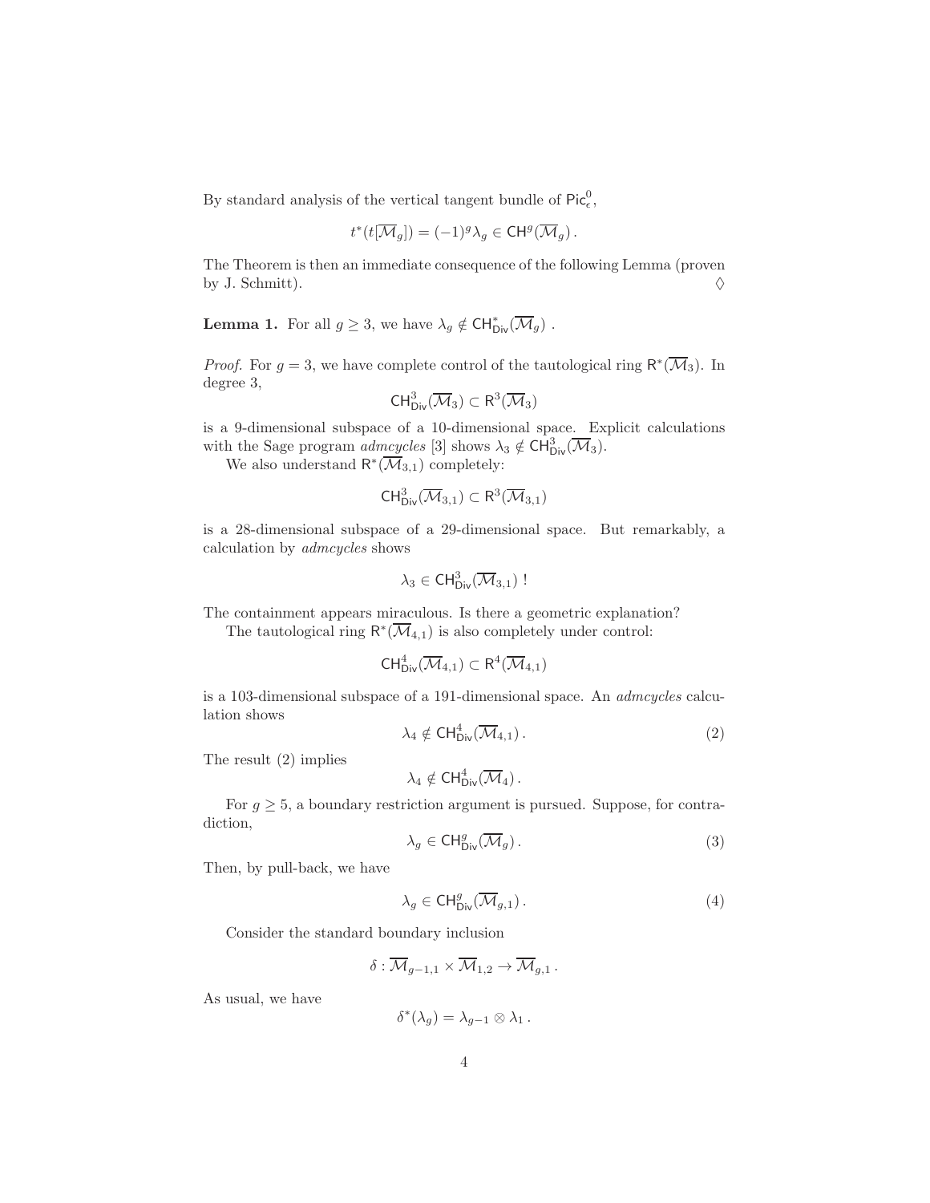By standard analysis of the vertical tangent bundle of $\mathsf{Pic}^0_\epsilon$,

$$t^*(t[\overline{\mathcal{M}}_g]) = (-1)^g \lambda_g \in \mathsf{CH}^g(\overline{\mathcal{M}}_g)\,.$$

The Theorem is then an immediate consequence of the following Lemma (proven by J. Schmitt). $\Diamond$

**Lemma 1.** For all $g \geq 3$, we have $\lambda_g \notin \mathsf{CH}^*_{\mathsf{Div}}(\overline{\mathcal{M}}_g)$ .

*Proof.* For $g = 3$, we have complete control of the tautological ring $\mathsf{R}^*(\overline{\mathcal{M}}_3)$. In degree 3,

$$\mathsf{CH}^3_{\mathsf{Div}}(\overline{\mathcal{M}}_3) \subset \mathsf{R}^3(\overline{\mathcal{M}}_3)$$

is a 9-dimensional subspace of a 10-dimensional space. Explicit calculations with the Sage program *admcycles* [3] shows $\lambda_3 \notin \mathsf{CH}^3_{\mathsf{Div}}(\overline{\mathcal{M}}_3)$.

We also understand $\mathsf{R}^*(\overline{\mathcal{M}}_{3,1})$ completely:

$$\mathsf{CH}^3_{\mathsf{Div}}(\overline{\mathcal{M}}_{3,1}) \subset \mathsf{R}^3(\overline{\mathcal{M}}_{3,1})$$

is a 28-dimensional subspace of a 29-dimensional space. But remarkably, a calculation by *admcycles* shows

$$\lambda_3 \in \mathsf{CH}^3_{\mathsf{Div}}(\overline{\mathcal{M}}_{3,1}) \ !$$

The containment appears miraculous. Is there a geometric explanation?

The tautological ring $\mathsf{R}^*(\overline{\mathcal{M}}_{4,1})$ is also completely under control:

$$\mathsf{CH}^4_{\mathsf{Div}}(\overline{\mathcal{M}}_{4,1}) \subset \mathsf{R}^4(\overline{\mathcal{M}}_{4,1})$$

is a 103-dimensional subspace of a 191-dimensional space. An *admcycles* calculation shows

$$\lambda_4 \notin \mathsf{CH}^4_{\mathsf{Div}}(\overline{\mathcal{M}}_{4,1})\,. \tag{2}$$

The result (2) implies

$$\lambda_4 \notin \mathsf{CH}^4_{\mathsf{Div}}(\overline{\mathcal{M}}_4)\,.$$

For $g \geq 5$, a boundary restriction argument is pursued. Suppose, for contradiction,

$$\lambda_g \in \mathsf{CH}^g_{\mathsf{Div}}(\overline{\mathcal{M}}_g)\,. \tag{3}$$

Then, by pull-back, we have

$$\lambda_g \in \mathsf{CH}^g_{\mathsf{Div}}(\overline{\mathcal{M}}_{g,1})\,. \tag{4}$$

Consider the standard boundary inclusion

$$\delta : \overline{\mathcal{M}}_{g-1,1} \times \overline{\mathcal{M}}_{1,2} \to \overline{\mathcal{M}}_{g,1}\,.$$

As usual, we have

$$\delta^*(\lambda_g) = \lambda_{g-1} \otimes \lambda_1\,.$$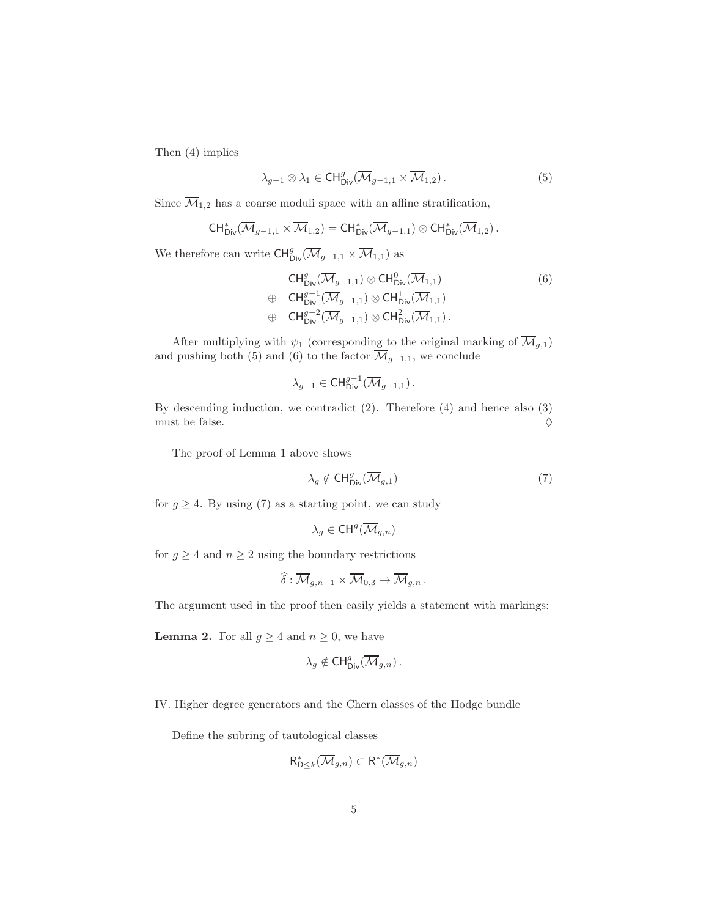Then (4) implies

$$\lambda_{g-1} \otimes \lambda_1 \in \mathsf{CH}^g_{\mathsf{Div}}(\overline{\mathcal{M}}_{g-1,1} \times \overline{\mathcal{M}}_{1,2})\,. \tag{5}$$

Since $\overline{\mathcal{M}}_{1,2}$ has a coarse moduli space with an affine stratification,

$$\mathsf{CH}^*_{\mathsf{Div}}(\overline{\mathcal{M}}_{g-1,1} \times \overline{\mathcal{M}}_{1,2}) = \mathsf{CH}^*_{\mathsf{Div}}(\overline{\mathcal{M}}_{g-1,1}) \otimes \mathsf{CH}^*_{\mathsf{Div}}(\overline{\mathcal{M}}_{1,2})\,.$$

We therefore can write $\mathsf{CH}^g_{\mathsf{Div}}(\overline{\mathcal{M}}_{g-1,1} \times \overline{\mathcal{M}}_{1,1})$ as

$$\begin{aligned} & \mathsf{CH}^g_{\mathsf{Div}}(\overline{\mathcal{M}}_{g-1,1}) \otimes \mathsf{CH}^0_{\mathsf{Div}}(\overline{\mathcal{M}}_{1,1}) \\ \oplus \quad & \mathsf{CH}^{g-1}_{\mathsf{Div}}(\overline{\mathcal{M}}_{g-1,1}) \otimes \mathsf{CH}^1_{\mathsf{Div}}(\overline{\mathcal{M}}_{1,1}) \\ \oplus \quad & \mathsf{CH}^{g-2}_{\mathsf{Div}}(\overline{\mathcal{M}}_{g-1,1}) \otimes \mathsf{CH}^2_{\mathsf{Div}}(\overline{\mathcal{M}}_{1,1})\,. \end{aligned} \tag{6}$$

After multiplying with $\psi_1$ (corresponding to the original marking of $\overline{\mathcal{M}}_{g,1}$) and pushing both (5) and (6) to the factor $\overline{\mathcal{M}}_{g-1,1}$, we conclude

$$\lambda_{g-1} \in \mathsf{CH}^{g-1}_{\mathsf{Div}}(\overline{\mathcal{M}}_{g-1,1})\,.$$

By descending induction, we contradict (2). Therefore (4) and hence also (3) must be false. ◊

The proof of Lemma 1 above shows

$$\lambda_g \notin \mathsf{CH}^g_{\mathsf{Div}}(\overline{\mathcal{M}}_{g,1}) \tag{7}$$

for $g \geq 4$. By using (7) as a starting point, we can study

$$\lambda_g \in \mathsf{CH}^g(\overline{\mathcal{M}}_{g,n})$$

for $g \geq 4$ and $n \geq 2$ using the boundary restrictions

$$\widehat{\delta} : \overline{\mathcal{M}}_{g,n-1} \times \overline{\mathcal{M}}_{0,3} \to \overline{\mathcal{M}}_{g,n}\,.$$

The argument used in the proof then easily yields a statement with markings:

**Lemma 2.** For all $g \geq 4$ and $n \geq 0$, we have

$$\lambda_g \notin \mathsf{CH}^g_{\mathsf{Div}}(\overline{\mathcal{M}}_{g,n})\,.$$

IV. Higher degree generators and the Chern classes of the Hodge bundle

Define the subring of tautological classes

$$\mathsf{R}^*_{\mathsf{D}\leq k}(\overline{\mathcal{M}}_{g,n}) \subset \mathsf{R}^*(\overline{\mathcal{M}}_{g,n})$$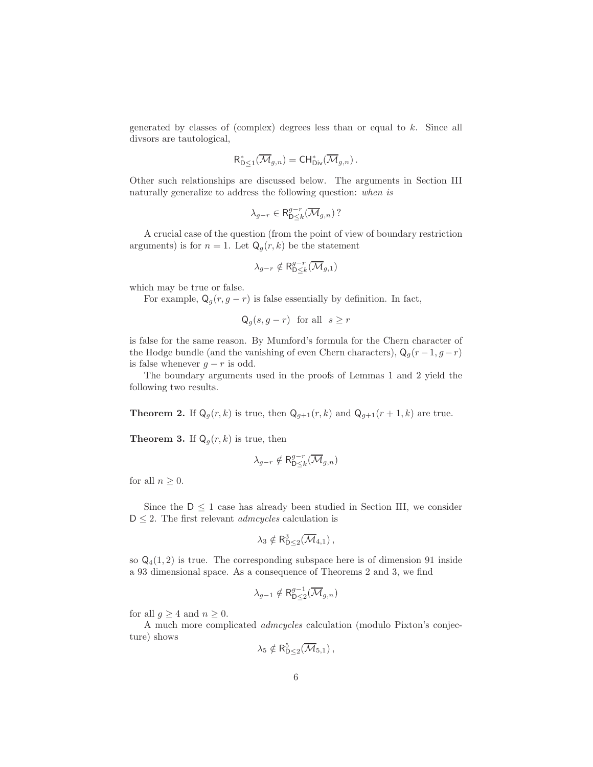generated by classes of (complex) degrees less than or equal to $k$. Since all divsors are tautological,

$$\mathsf{R}^*_{\mathsf{D}\leq 1}(\overline{\mathcal{M}}_{g,n}) = \mathsf{CH}^*_{\mathsf{Div}}(\overline{\mathcal{M}}_{g,n})\,.$$

Other such relationships are discussed below. The arguments in Section III naturally generalize to address the following question: *when is*

$$\lambda_{g-r} \in \mathsf{R}^{g-r}_{\mathsf{D}\leq k}(\overline{\mathcal{M}}_{g,n})\,?$$

A crucial case of the question (from the point of view of boundary restriction arguments) is for $n = 1$. Let $\mathsf{Q}_g(r,k)$ be the statement

$$\lambda_{g-r} \notin \mathsf{R}^{g-r}_{\mathsf{D}\leq k}(\overline{\mathcal{M}}_{g,1})$$

which may be true or false.

For example, $\mathsf{Q}_g(r, g-r)$ is false essentially by definition. In fact,

$$\mathsf{Q}_g(s, g-r) \quad \text{for all} \quad s \geq r$$

is false for the same reason. By Mumford's formula for the Chern character of the Hodge bundle (and the vanishing of even Chern characters), $\mathsf{Q}_g(r-1, g-r)$ is false whenever $g-r$ is odd.

The boundary arguments used in the proofs of Lemmas 1 and 2 yield the following two results.

**Theorem 2.** If $\mathsf{Q}_g(r,k)$ is true, then $\mathsf{Q}_{g+1}(r,k)$ and $\mathsf{Q}_{g+1}(r+1,k)$ are true.

**Theorem 3.** If $\mathsf{Q}_g(r,k)$ is true, then

$$\lambda_{g-r} \notin \mathsf{R}^{g-r}_{\mathsf{D}\leq k}(\overline{\mathcal{M}}_{g,n})$$

for all $n \geq 0$.

Since the $\mathsf{D} \leq 1$ case has already been studied in Section III, we consider $\mathsf{D} \leq 2$. The first relevant *admcycles* calculation is

$$\lambda_3 \notin \mathsf{R}^3_{\mathsf{D}\leq 2}(\overline{\mathcal{M}}_{4,1})\,,$$

so $\mathsf{Q}_4(1,2)$ is true. The corresponding subspace here is of dimension 91 inside a 93 dimensional space. As a consequence of Theorems 2 and 3, we find

$$\lambda_{g-1} \notin \mathsf{R}^{g-1}_{\mathsf{D}\leq 2}(\overline{\mathcal{M}}_{g,n})$$

for all $g \geq 4$ and $n \geq 0$.

A much more complicated *admcycles* calculation (modulo Pixton's conjecture) shows

$$\lambda_5 \notin \mathsf{R}^5_{\mathsf{D}\leq 2}(\overline{\mathcal{M}}_{5,1})\,,$$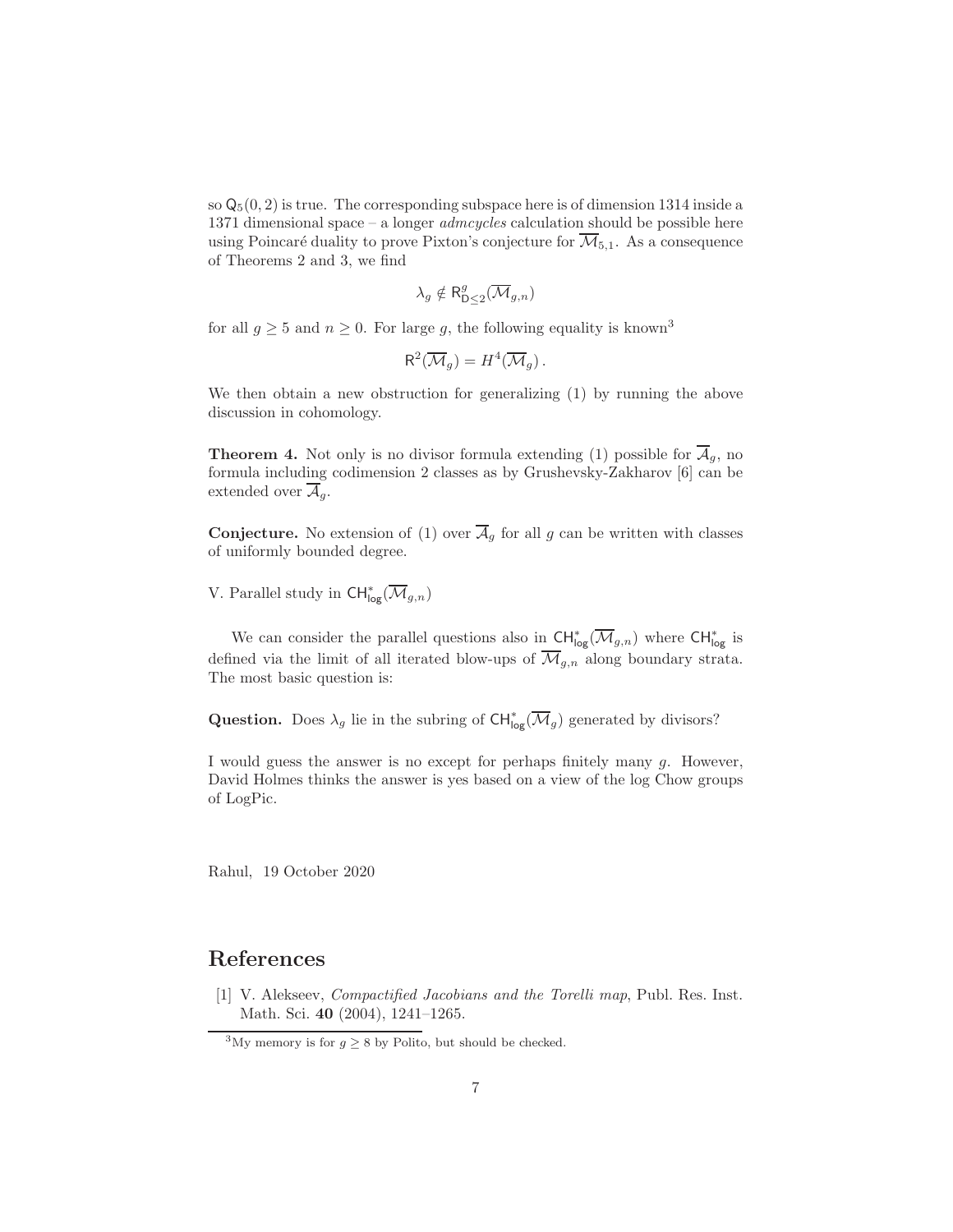so $\mathsf{Q}_5(0,2)$ is true. The corresponding subspace here is of dimension 1314 inside a 1371 dimensional space – a longer *admcycles* calculation should be possible here using Poincaré duality to prove Pixton's conjecture for $\overline{\mathcal{M}}_{5,1}$. As a consequence of Theorems 2 and 3, we find

$$\lambda_g \notin \mathsf{R}^g_{\mathsf{D}\leq 2}(\overline{\mathcal{M}}_{g,n})$$

for all $g \geq 5$ and $n \geq 0$. For large $g$, the following equality is known[3]

$$\mathsf{R}^2(\overline{\mathcal{M}}_g) = H^4(\overline{\mathcal{M}}_g)\,.$$

We then obtain a new obstruction for generalizing (1) by running the above discussion in cohomology.

**Theorem 4.** Not only is no divisor formula extending (1) possible for $\overline{\mathcal{A}}_g$, no formula including codimension 2 classes as by Grushevsky-Zakharov [6] can be extended over $\overline{\mathcal{A}}_g$.

**Conjecture.** No extension of (1) over $\overline{\mathcal{A}}_g$ for all $g$ can be written with classes of uniformly bounded degree.

V. Parallel study in $\mathsf{CH}^*_{\mathsf{log}}(\overline{\mathcal{M}}_{g,n})$

We can consider the parallel questions also in $\mathsf{CH}^*_{\mathsf{log}}(\overline{\mathcal{M}}_{g,n})$ where $\mathsf{CH}^*_{\mathsf{log}}$ is defined via the limit of all iterated blow-ups of $\overline{\mathcal{M}}_{g,n}$ along boundary strata. The most basic question is:

**Question.** Does $\lambda_g$ lie in the subring of $\mathsf{CH}^*_{\mathsf{log}}(\overline{\mathcal{M}}_g)$ generated by divisors?

I would guess the answer is no except for perhaps finitely many $g$. However, David Holmes thinks the answer is yes based on a view of the log Chow groups of LogPic.

Rahul, 19 October 2020

# References

[1] V. Alekseev, *Compactified Jacobians and the Torelli map*, Publ. Res. Inst. Math. Sci. **40** (2004), 1241–1265.

[3] My memory is for $g \geq 8$ by Polito, but should be checked.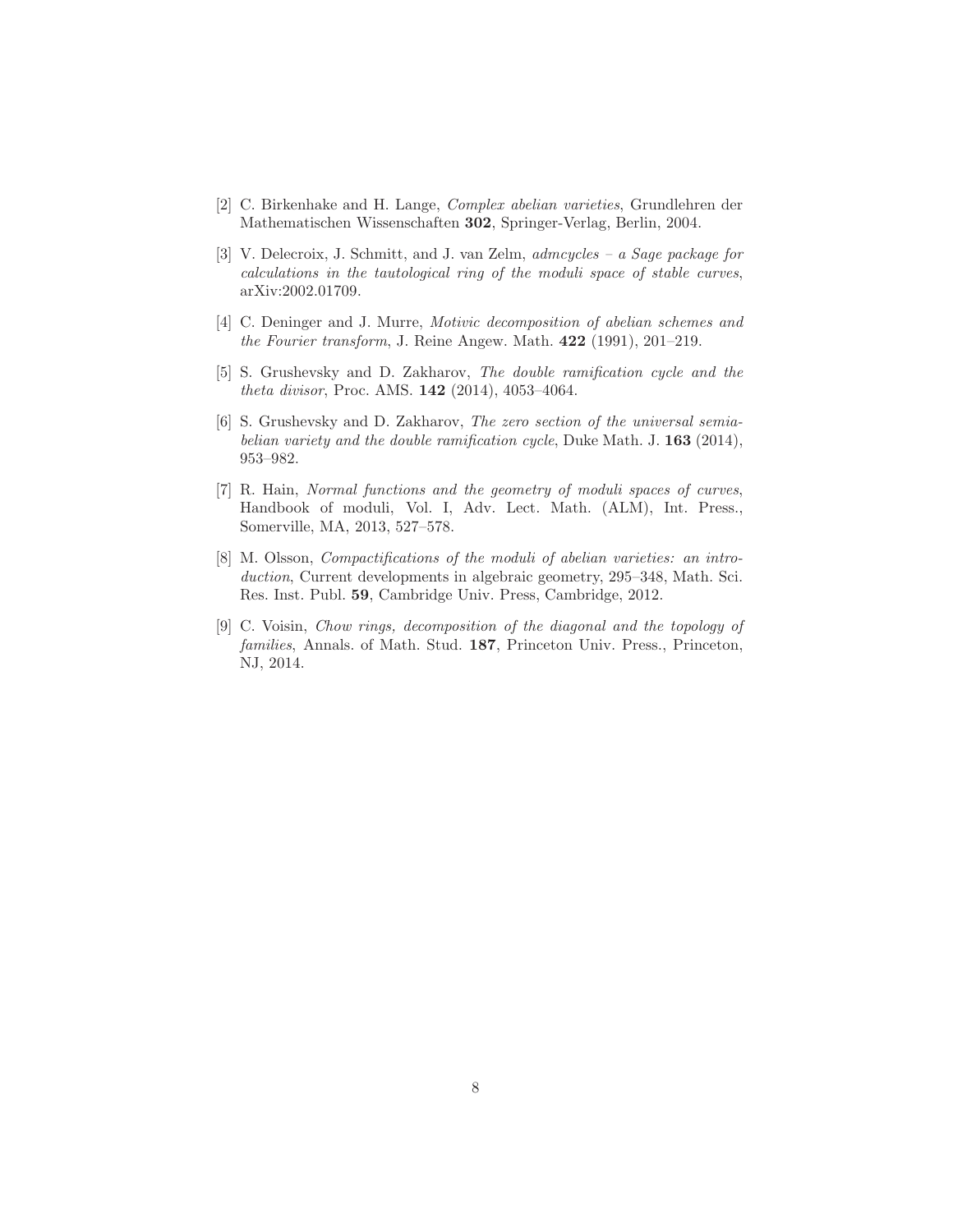[2] C. Birkenhake and H. Lange, *Complex abelian varieties*, Grundlehren der Mathematischen Wissenschaften **302**, Springer-Verlag, Berlin, 2004.

[3] V. Delecroix, J. Schmitt, and J. van Zelm, *admcycles – a Sage package for calculations in the tautological ring of the moduli space of stable curves*, arXiv:2002.01709.

[4] C. Deninger and J. Murre, *Motivic decomposition of abelian schemes and the Fourier transform*, J. Reine Angew. Math. **422** (1991), 201–219.

[5] S. Grushevsky and D. Zakharov, *The double ramification cycle and the theta divisor*, Proc. AMS. **142** (2014), 4053–4064.

[6] S. Grushevsky and D. Zakharov, *The zero section of the universal semiabelian variety and the double ramification cycle*, Duke Math. J. **163** (2014), 953–982.

[7] R. Hain, *Normal functions and the geometry of moduli spaces of curves*, Handbook of moduli, Vol. I, Adv. Lect. Math. (ALM), Int. Press., Somerville, MA, 2013, 527–578.

[8] M. Olsson, *Compactifications of the moduli of abelian varieties: an introduction*, Current developments in algebraic geometry, 295–348, Math. Sci. Res. Inst. Publ. **59**, Cambridge Univ. Press, Cambridge, 2012.

[9] C. Voisin, *Chow rings, decomposition of the diagonal and the topology of families*, Annals. of Math. Stud. **187**, Princeton Univ. Press., Princeton, NJ, 2014.